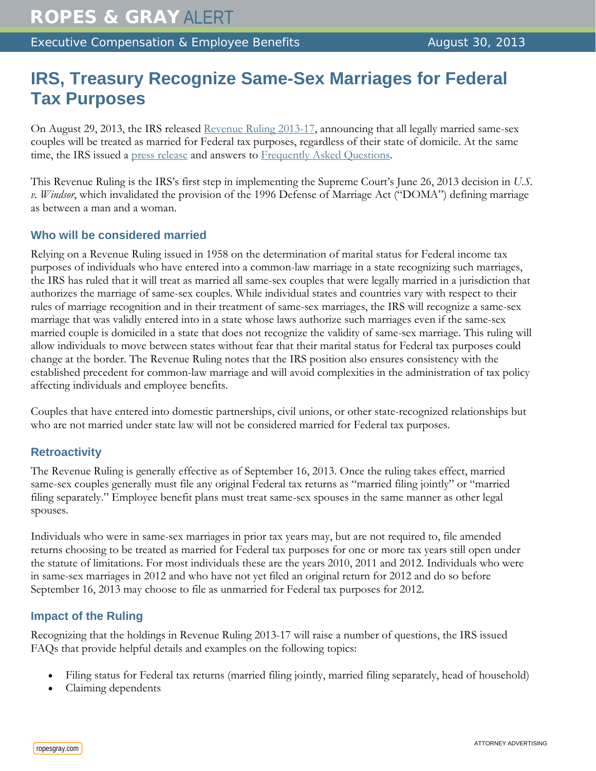# ROPES & GRAY ALERT

Executive Compensation & Employee Benefits August 30, 2013

## IRS, Treasury Recognize Same-Sex Marriages for Federal Tax Purposes

On August 29, 2013, the IRS released Revenue Ruling 2013-17, announcing that all legally married same-sex couples will be treated as married for Federal tax purposes, regardless of their state of domicile. At the same time, the IRS issued a press release and answers to Frequently Asked Questions.

This Revenue Ruling is the IRS's first step in implementing the Supreme Court's June 26, 2013 decision in *U.S. v. Windsor*, which invalidated the provision of the 1996 Defense of Marriage Act ("DOMA") defining marriage as between a man and a woman.

### Who will be considered married

Relying on a Revenue Ruling issued in 1958 on the determination of marital status for Federal income tax purposes of individuals who have entered into a common-law marriage in a state recognizing such marriages, the IRS has ruled that it will treat as married all same-sex couples that were legally married in a jurisdiction that authorizes the marriage of same-sex couples. While individual states and countries vary with respect to their rules of marriage recognition and in their treatment of same-sex marriages, the IRS will recognize a same-sex marriage that was validly entered into in a state whose laws authorize such marriages even if the same-sex married couple is domiciled in a state that does not recognize the validity of same-sex marriage. This ruling will allow individuals to move between states without fear that their marital status for Federal tax purposes could change at the border. The Revenue Ruling notes that the IRS position also ensures consistency with the established precedent for common-law marriage and will avoid complexities in the administration of tax policy affecting individuals and employee benefits.

Couples that have entered into domestic partnerships, civil unions, or other state-recognized relationships but who are not married under state law will not be considered married for Federal tax purposes.

### Retroactivity

The Revenue Ruling is generally effective as of September 16, 2013. Once the ruling takes effect, married same-sex couples generally must file any original Federal tax returns as "married filing jointly" or "married filing separately." Employee benefit plans must treat same-sex spouses in the same manner as other legal spouses.

Individuals who were in same-sex marriages in prior tax years may, but are not required to, file amended returns choosing to be treated as married for Federal tax purposes for one or more tax years still open under the statute of limitations. For most individuals these are the years 2010, 2011 and 2012. Individuals who were in same-sex marriages in 2012 and who have not yet filed an original return for 2012 and do so before September 16, 2013 may choose to file as unmarried for Federal tax purposes for 2012.

### Impact of the Ruling

Recognizing that the holdings in Revenue Ruling 2013-17 will raise a number of questions, the IRS issued FAQs that provide helpful details and examples on the following topics:

- Filing status for Federal tax returns (married filing jointly, married filing separately, head of household)
- Claiming dependents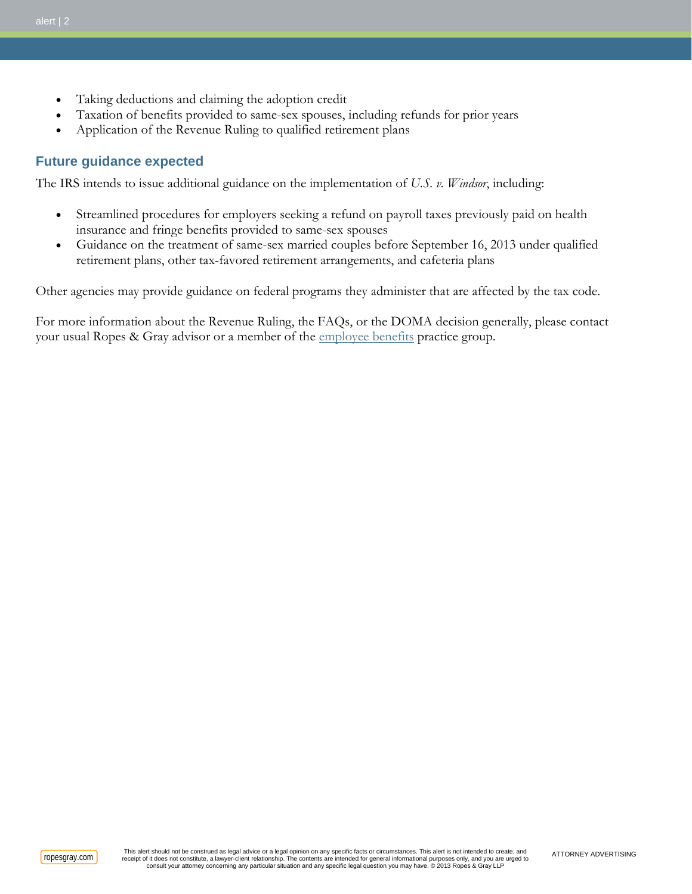- Taking deductions and claiming the adoption credit
- Taxation of benefits provided to same-sex spouses, including refunds for prior years
- Application of the Revenue Ruling to qualified retirement plans

### Future guidance expected

The IRS intends to issue additional guidance on the implementation of *U.S. v. Windsor*, including:

- Streamlined procedures for employers seeking a refund on payroll taxes previously paid on health insurance and fringe benefits provided to same-sex spouses
- Guidance on the treatment of same-sex married couples before September 16, 2013 under qualified retirement plans, other tax-favored retirement arrangements, and cafeteria plans

Other agencies may provide guidance on federal programs they administer that are affected by the tax code.

For more information about the Revenue Ruling, the FAQs, or the DOMA decision generally, please contact your usual Ropes & Gray advisor or a member of the employee benefits practice group.

ropesgray.com

This alert should not be construed as legal advice or a legal opinion on any specific facts or circumstances. This alert is not intended to create, and receipt of it does not constitute, a lawyer-client relationship. The contents are intended for general informational purposes only, and you are urged to consult your attorney concerning any particular situation and any specific legal question you may have. © 2013 Ropes & Gray LLP

ATTORNEY ADVERTISING